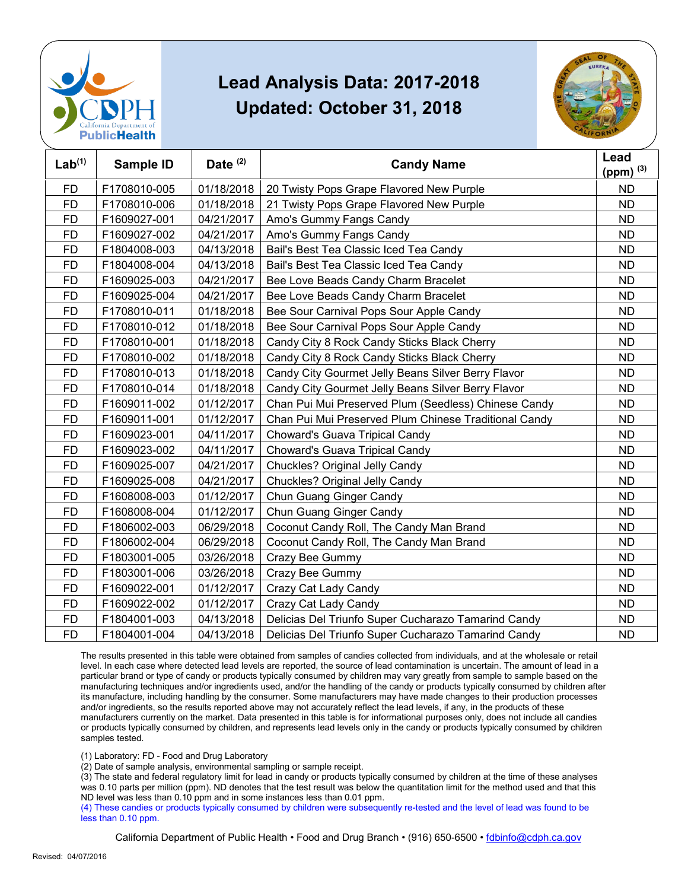# Lead Analysis Data: 2017-2018

## Updated: October 31, 2018

| Lab[1] | Sample ID | Date [2] | Candy Name | Lead (ppm) [3] |
|---|---|---|---|---|
| FD | F1708010-005 | 01/18/2018 | 20 Twisty Pops Grape Flavored New Purple | ND |
| FD | F1708010-006 | 01/18/2018 | 21 Twisty Pops Grape Flavored New Purple | ND |
| FD | F1609027-001 | 04/21/2017 | Amo's Gummy Fangs Candy | ND |
| FD | F1609027-002 | 04/21/2017 | Amo's Gummy Fangs Candy | ND |
| FD | F1804008-003 | 04/13/2018 | Bail's Best Tea Classic Iced Tea Candy | ND |
| FD | F1804008-004 | 04/13/2018 | Bail's Best Tea Classic Iced Tea Candy | ND |
| FD | F1609025-003 | 04/21/2017 | Bee Love Beads Candy Charm Bracelet | ND |
| FD | F1609025-004 | 04/21/2017 | Bee Love Beads Candy Charm Bracelet | ND |
| FD | F1708010-011 | 01/18/2018 | Bee Sour Carnival Pops Sour Apple Candy | ND |
| FD | F1708010-012 | 01/18/2018 | Bee Sour Carnival Pops Sour Apple Candy | ND |
| FD | F1708010-001 | 01/18/2018 | Candy City 8 Rock Candy Sticks Black Cherry | ND |
| FD | F1708010-002 | 01/18/2018 | Candy City 8 Rock Candy Sticks Black Cherry | ND |
| FD | F1708010-013 | 01/18/2018 | Candy City Gourmet Jelly Beans Silver Berry Flavor | ND |
| FD | F1708010-014 | 01/18/2018 | Candy City Gourmet Jelly Beans Silver Berry Flavor | ND |
| FD | F1609011-002 | 01/12/2017 | Chan Pui Mui Preserved Plum (Seedless) Chinese Candy | ND |
| FD | F1609011-001 | 01/12/2017 | Chan Pui Mui Preserved Plum Chinese Traditional Candy | ND |
| FD | F1609023-001 | 04/11/2017 | Choward's Guava Tripical Candy | ND |
| FD | F1609023-002 | 04/11/2017 | Choward's Guava Tripical Candy | ND |
| FD | F1609025-007 | 04/21/2017 | Chuckles? Original Jelly Candy | ND |
| FD | F1609025-008 | 04/21/2017 | Chuckles? Original Jelly Candy | ND |
| FD | F1608008-003 | 01/12/2017 | Chun Guang Ginger Candy | ND |
| FD | F1608008-004 | 01/12/2017 | Chun Guang Ginger Candy | ND |
| FD | F1806002-003 | 06/29/2018 | Coconut Candy Roll, The Candy Man Brand | ND |
| FD | F1806002-004 | 06/29/2018 | Coconut Candy Roll, The Candy Man Brand | ND |
| FD | F1803001-005 | 03/26/2018 | Crazy Bee Gummy | ND |
| FD | F1803001-006 | 03/26/2018 | Crazy Bee Gummy | ND |
| FD | F1609022-001 | 01/12/2017 | Crazy Cat Lady Candy | ND |
| FD | F1609022-002 | 01/12/2017 | Crazy Cat Lady Candy | ND |
| FD | F1804001-003 | 04/13/2018 | Delicias Del Triunfo Super Cucharazo Tamarind Candy | ND |
| FD | F1804001-004 | 04/13/2018 | Delicias Del Triunfo Super Cucharazo Tamarind Candy | ND |

The results presented in this table were obtained from samples of candies collected from individuals, and at the wholesale or retail level. In each case where detected lead levels are reported, the source of lead contamination is uncertain. The amount of lead in a particular brand or type of candy or products typically consumed by children may vary greatly from sample to sample based on the manufacturing techniques and/or ingredients used, and/or the handling of the candy or products typically consumed by children after its manufacture, including handling by the consumer. Some manufacturers may have made changes to their production processes and/or ingredients, so the results reported above may not accurately reflect the lead levels, if any, in the products of these manufacturers currently on the market. Data presented in this table is for informational purposes only, does not include all candies or products typically consumed by children, and represents lead levels only in the candy or products typically consumed by children samples tested.

(1) Laboratory: FD - Food and Drug Laboratory
(2) Date of sample analysis, environmental sampling or sample receipt.
(3) The state and federal regulatory limit for lead in candy or products typically consumed by children at the time of these analyses was 0.10 parts per million (ppm). ND denotes that the test result was below the quantitation limit for the method used and that this ND level was less than 0.10 ppm and in some instances less than 0.01 ppm.
(4) These candies or products typically consumed by children were subsequently re-tested and the level of lead was found to be less than 0.10 ppm.

California Department of Public Health • Food and Drug Branch • (916) 650-6500 • fdbinfo@cdph.ca.gov

Revised: 04/07/2016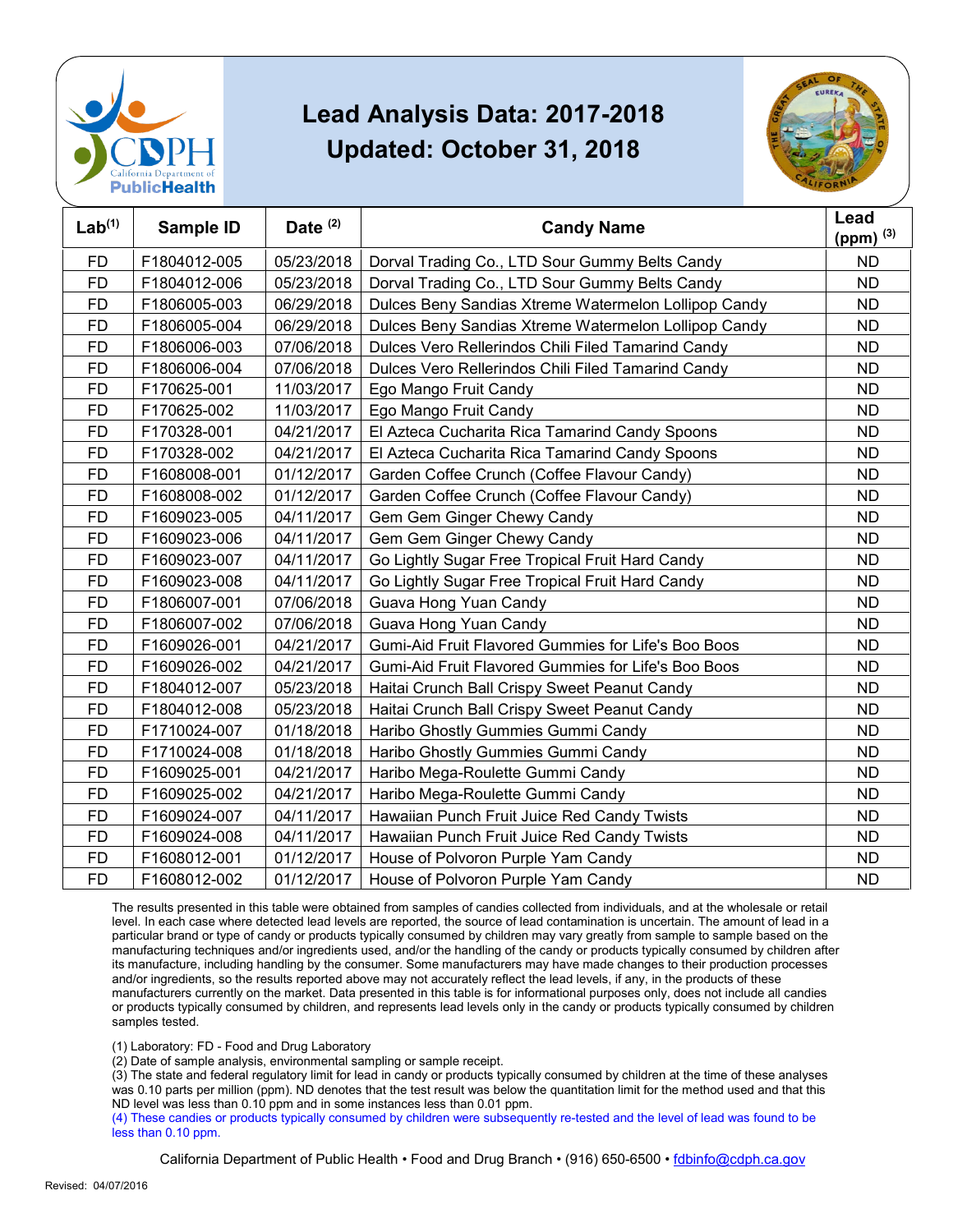# Lead Analysis Data: 2017-2018

## Updated: October 31, 2018

| Lab[1] | Sample ID | Date [2] | Candy Name | Lead (ppm) [3] |
|---|---|---|---|---|
| FD | F1804012-005 | 05/23/2018 | Dorval Trading Co., LTD Sour Gummy Belts Candy | ND |
| FD | F1804012-006 | 05/23/2018 | Dorval Trading Co., LTD Sour Gummy Belts Candy | ND |
| FD | F1806005-003 | 06/29/2018 | Dulces Beny Sandias Xtreme Watermelon Lollipop Candy | ND |
| FD | F1806005-004 | 06/29/2018 | Dulces Beny Sandias Xtreme Watermelon Lollipop Candy | ND |
| FD | F1806006-003 | 07/06/2018 | Dulces Vero Rellerindos Chili Filed Tamarind Candy | ND |
| FD | F1806006-004 | 07/06/2018 | Dulces Vero Rellerindos Chili Filed Tamarind Candy | ND |
| FD | F170625-001 | 11/03/2017 | Ego Mango Fruit Candy | ND |
| FD | F170625-002 | 11/03/2017 | Ego Mango Fruit Candy | ND |
| FD | F170328-001 | 04/21/2017 | El Azteca Cucharita Rica Tamarind Candy Spoons | ND |
| FD | F170328-002 | 04/21/2017 | El Azteca Cucharita Rica Tamarind Candy Spoons | ND |
| FD | F1608008-001 | 01/12/2017 | Garden Coffee Crunch (Coffee Flavour Candy) | ND |
| FD | F1608008-002 | 01/12/2017 | Garden Coffee Crunch (Coffee Flavour Candy) | ND |
| FD | F1609023-005 | 04/11/2017 | Gem Gem Ginger Chewy Candy | ND |
| FD | F1609023-006 | 04/11/2017 | Gem Gem Ginger Chewy Candy | ND |
| FD | F1609023-007 | 04/11/2017 | Go Lightly Sugar Free Tropical Fruit Hard Candy | ND |
| FD | F1609023-008 | 04/11/2017 | Go Lightly Sugar Free Tropical Fruit Hard Candy | ND |
| FD | F1806007-001 | 07/06/2018 | Guava Hong Yuan Candy | ND |
| FD | F1806007-002 | 07/06/2018 | Guava Hong Yuan Candy | ND |
| FD | F1609026-001 | 04/21/2017 | Gumi-Aid Fruit Flavored Gummies for Life's Boo Boos | ND |
| FD | F1609026-002 | 04/21/2017 | Gumi-Aid Fruit Flavored Gummies for Life's Boo Boos | ND |
| FD | F1804012-007 | 05/23/2018 | Haitai Crunch Ball Crispy Sweet Peanut Candy | ND |
| FD | F1804012-008 | 05/23/2018 | Haitai Crunch Ball Crispy Sweet Peanut Candy | ND |
| FD | F1710024-007 | 01/18/2018 | Haribo Ghostly Gummies Gummi Candy | ND |
| FD | F1710024-008 | 01/18/2018 | Haribo Ghostly Gummies Gummi Candy | ND |
| FD | F1609025-001 | 04/21/2017 | Haribo Mega-Roulette Gummi Candy | ND |
| FD | F1609025-002 | 04/21/2017 | Haribo Mega-Roulette Gummi Candy | ND |
| FD | F1609024-007 | 04/11/2017 | Hawaiian Punch Fruit Juice Red Candy Twists | ND |
| FD | F1609024-008 | 04/11/2017 | Hawaiian Punch Fruit Juice Red Candy Twists | ND |
| FD | F1608012-001 | 01/12/2017 | House of Polvoron Purple Yam Candy | ND |
| FD | F1608012-002 | 01/12/2017 | House of Polvoron Purple Yam Candy | ND |

The results presented in this table were obtained from samples of candies collected from individuals, and at the wholesale or retail level. In each case where detected lead levels are reported, the source of lead contamination is uncertain. The amount of lead in a particular brand or type of candy or products typically consumed by children may vary greatly from sample to sample based on the manufacturing techniques and/or ingredients used, and/or the handling of the candy or products typically consumed by children after its manufacture, including handling by the consumer. Some manufacturers may have made changes to their production processes and/or ingredients, so the results reported above may not accurately reflect the lead levels, if any, in the products of these manufacturers currently on the market. Data presented in this table is for informational purposes only, does not include all candies or products typically consumed by children, and represents lead levels only in the candy or products typically consumed by children samples tested.

(1) Laboratory: FD - Food and Drug Laboratory
(2) Date of sample analysis, environmental sampling or sample receipt.
(3) The state and federal regulatory limit for lead in candy or products typically consumed by children at the time of these analyses was 0.10 parts per million (ppm). ND denotes that the test result was below the quantitation limit for the method used and that this ND level was less than 0.10 ppm and in some instances less than 0.01 ppm.
(4) These candies or products typically consumed by children were subsequently re-tested and the level of lead was found to be less than 0.10 ppm.

California Department of Public Health • Food and Drug Branch • (916) 650-6500 • fdbinfo@cdph.ca.gov

Revised: 04/07/2016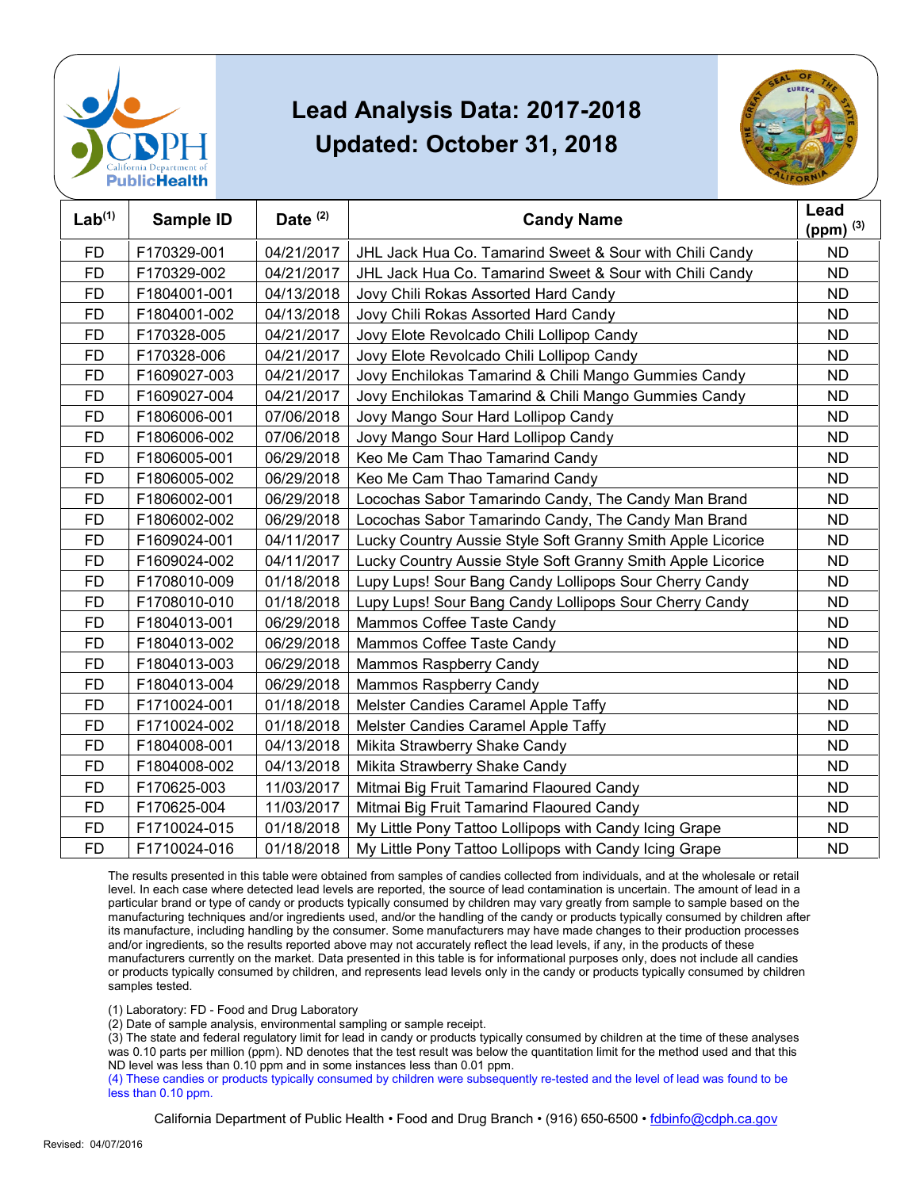# Lead Analysis Data: 2017-2018

## Updated: October 31, 2018

| Lab[1] | Sample ID | Date [2] | Candy Name | Lead (ppm) [3] |
|---|---|---|---|---|
| FD | F170329-001 | 04/21/2017 | JHL Jack Hua Co. Tamarind Sweet & Sour with Chili Candy | ND |
| FD | F170329-002 | 04/21/2017 | JHL Jack Hua Co. Tamarind Sweet & Sour with Chili Candy | ND |
| FD | F1804001-001 | 04/13/2018 | Jovy Chili Rokas Assorted Hard Candy | ND |
| FD | F1804001-002 | 04/13/2018 | Jovy Chili Rokas Assorted Hard Candy | ND |
| FD | F170328-005 | 04/21/2017 | Jovy Elote Revolcado Chili Lollipop Candy | ND |
| FD | F170328-006 | 04/21/2017 | Jovy Elote Revolcado Chili Lollipop Candy | ND |
| FD | F1609027-003 | 04/21/2017 | Jovy Enchilokas Tamarind & Chili Mango Gummies Candy | ND |
| FD | F1609027-004 | 04/21/2017 | Jovy Enchilokas Tamarind & Chili Mango Gummies Candy | ND |
| FD | F1806006-001 | 07/06/2018 | Jovy Mango Sour Hard Lollipop Candy | ND |
| FD | F1806006-002 | 07/06/2018 | Jovy Mango Sour Hard Lollipop Candy | ND |
| FD | F1806005-001 | 06/29/2018 | Keo Me Cam Thao Tamarind Candy | ND |
| FD | F1806005-002 | 06/29/2018 | Keo Me Cam Thao Tamarind Candy | ND |
| FD | F1806002-001 | 06/29/2018 | Locochas Sabor Tamarindo Candy, The Candy Man Brand | ND |
| FD | F1806002-002 | 06/29/2018 | Locochas Sabor Tamarindo Candy, The Candy Man Brand | ND |
| FD | F1609024-001 | 04/11/2017 | Lucky Country Aussie Style Soft Granny Smith Apple Licorice | ND |
| FD | F1609024-002 | 04/11/2017 | Lucky Country Aussie Style Soft Granny Smith Apple Licorice | ND |
| FD | F1708010-009 | 01/18/2018 | Lupy Lups! Sour Bang Candy Lollipops Sour Cherry Candy | ND |
| FD | F1708010-010 | 01/18/2018 | Lupy Lups! Sour Bang Candy Lollipops Sour Cherry Candy | ND |
| FD | F1804013-001 | 06/29/2018 | Mammos Coffee Taste Candy | ND |
| FD | F1804013-002 | 06/29/2018 | Mammos Coffee Taste Candy | ND |
| FD | F1804013-003 | 06/29/2018 | Mammos Raspberry Candy | ND |
| FD | F1804013-004 | 06/29/2018 | Mammos Raspberry Candy | ND |
| FD | F1710024-001 | 01/18/2018 | Melster Candies Caramel Apple Taffy | ND |
| FD | F1710024-002 | 01/18/2018 | Melster Candies Caramel Apple Taffy | ND |
| FD | F1804008-001 | 04/13/2018 | Mikita Strawberry Shake Candy | ND |
| FD | F1804008-002 | 04/13/2018 | Mikita Strawberry Shake Candy | ND |
| FD | F170625-003 | 11/03/2017 | Mitmai Big Fruit Tamarind Flaoured Candy | ND |
| FD | F170625-004 | 11/03/2017 | Mitmai Big Fruit Tamarind Flaoured Candy | ND |
| FD | F1710024-015 | 01/18/2018 | My Little Pony Tattoo Lollipops with Candy Icing Grape | ND |
| FD | F1710024-016 | 01/18/2018 | My Little Pony Tattoo Lollipops with Candy Icing Grape | ND |

The results presented in this table were obtained from samples of candies collected from individuals, and at the wholesale or retail level. In each case where detected lead levels are reported, the source of lead contamination is uncertain. The amount of lead in a particular brand or type of candy or products typically consumed by children may vary greatly from sample to sample based on the manufacturing techniques and/or ingredients used, and/or the handling of the candy or products typically consumed by children after its manufacture, including handling by the consumer. Some manufacturers may have made changes to their production processes and/or ingredients, so the results reported above may not accurately reflect the lead levels, if any, in the products of these manufacturers currently on the market. Data presented in this table is for informational purposes only, does not include all candies or products typically consumed by children, and represents lead levels only in the candy or products typically consumed by children samples tested.

(1) Laboratory: FD - Food and Drug Laboratory
(2) Date of sample analysis, environmental sampling or sample receipt.
(3) The state and federal regulatory limit for lead in candy or products typically consumed by children at the time of these analyses was 0.10 parts per million (ppm). ND denotes that the test result was below the quantitation limit for the method used and that this ND level was less than 0.10 ppm and in some instances less than 0.01 ppm.
(4) These candies or products typically consumed by children were subsequently re-tested and the level of lead was found to be less than 0.10 ppm.

California Department of Public Health • Food and Drug Branch • (916) 650-6500 • fdbinfo@cdph.ca.gov

Revised: 04/07/2016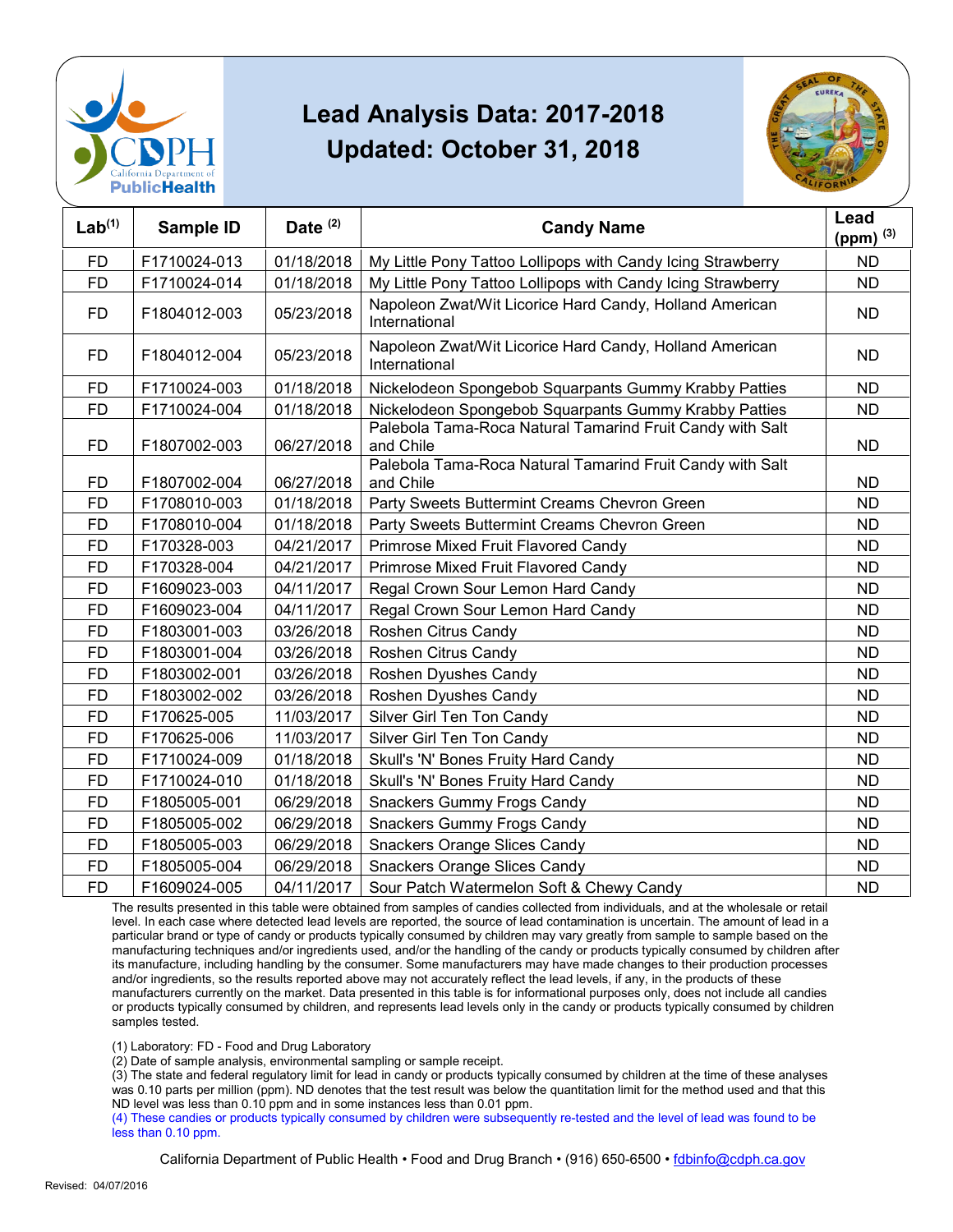# Lead Analysis Data: 2017-2018

## Updated: October 31, 2018

| Lab[1] | Sample ID | Date [2] | Candy Name | Lead (ppm) [3] |
|---|---|---|---|---|
| FD | F1710024-013 | 01/18/2018 | My Little Pony Tattoo Lollipops with Candy Icing Strawberry | ND |
| FD | F1710024-014 | 01/18/2018 | My Little Pony Tattoo Lollipops with Candy Icing Strawberry | ND |
| FD | F1804012-003 | 05/23/2018 | Napoleon Zwat/Wit Licorice Hard Candy, Holland American International | ND |
| FD | F1804012-004 | 05/23/2018 | Napoleon Zwat/Wit Licorice Hard Candy, Holland American International | ND |
| FD | F1710024-003 | 01/18/2018 | Nickelodeon Spongebob Squarpants Gummy Krabby Patties | ND |
| FD | F1710024-004 | 01/18/2018 | Nickelodeon Spongebob Squarpants Gummy Krabby Patties | ND |
| FD | F1807002-003 | 06/27/2018 | Palebola Tama-Roca Natural Tamarind Fruit Candy with Salt and Chile | ND |
| FD | F1807002-004 | 06/27/2018 | Palebola Tama-Roca Natural Tamarind Fruit Candy with Salt and Chile | ND |
| FD | F1708010-003 | 01/18/2018 | Party Sweets Buttermint Creams Chevron Green | ND |
| FD | F1708010-004 | 01/18/2018 | Party Sweets Buttermint Creams Chevron Green | ND |
| FD | F170328-003 | 04/21/2017 | Primrose Mixed Fruit Flavored Candy | ND |
| FD | F170328-004 | 04/21/2017 | Primrose Mixed Fruit Flavored Candy | ND |
| FD | F1609023-003 | 04/11/2017 | Regal Crown Sour Lemon Hard Candy | ND |
| FD | F1609023-004 | 04/11/2017 | Regal Crown Sour Lemon Hard Candy | ND |
| FD | F1803001-003 | 03/26/2018 | Roshen Citrus Candy | ND |
| FD | F1803001-004 | 03/26/2018 | Roshen Citrus Candy | ND |
| FD | F1803002-001 | 03/26/2018 | Roshen Dyushes Candy | ND |
| FD | F1803002-002 | 03/26/2018 | Roshen Dyushes Candy | ND |
| FD | F170625-005 | 11/03/2017 | Silver Girl Ten Ton Candy | ND |
| FD | F170625-006 | 11/03/2017 | Silver Girl Ten Ton Candy | ND |
| FD | F1710024-009 | 01/18/2018 | Skull's 'N' Bones Fruity Hard Candy | ND |
| FD | F1710024-010 | 01/18/2018 | Skull's 'N' Bones Fruity Hard Candy | ND |
| FD | F1805005-001 | 06/29/2018 | Snackers Gummy Frogs Candy | ND |
| FD | F1805005-002 | 06/29/2018 | Snackers Gummy Frogs Candy | ND |
| FD | F1805005-003 | 06/29/2018 | Snackers Orange Slices Candy | ND |
| FD | F1805005-004 | 06/29/2018 | Snackers Orange Slices Candy | ND |
| FD | F1609024-005 | 04/11/2017 | Sour Patch Watermelon Soft & Chewy Candy | ND |

The results presented in this table were obtained from samples of candies collected from individuals, and at the wholesale or retail level. In each case where detected lead levels are reported, the source of lead contamination is uncertain. The amount of lead in a particular brand or type of candy or products typically consumed by children may vary greatly from sample to sample based on the manufacturing techniques and/or ingredients used, and/or the handling of the candy or products typically consumed by children after its manufacture, including handling by the consumer. Some manufacturers may have made changes to their production processes and/or ingredients, so the results reported above may not accurately reflect the lead levels, if any, in the products of these manufacturers currently on the market. Data presented in this table is for informational purposes only, does not include all candies or products typically consumed by children, and represents lead levels only in the candy or products typically consumed by children samples tested.

(1) Laboratory: FD - Food and Drug Laboratory
(2) Date of sample analysis, environmental sampling or sample receipt.
(3) The state and federal regulatory limit for lead in candy or products typically consumed by children at the time of these analyses was 0.10 parts per million (ppm). ND denotes that the test result was below the quantitation limit for the method used and that this ND level was less than 0.10 ppm and in some instances less than 0.01 ppm.
(4) These candies or products typically consumed by children were subsequently re-tested and the level of lead was found to be less than 0.10 ppm.

California Department of Public Health • Food and Drug Branch • (916) 650-6500 • fdbinfo@cdph.ca.gov

Revised: 04/07/2016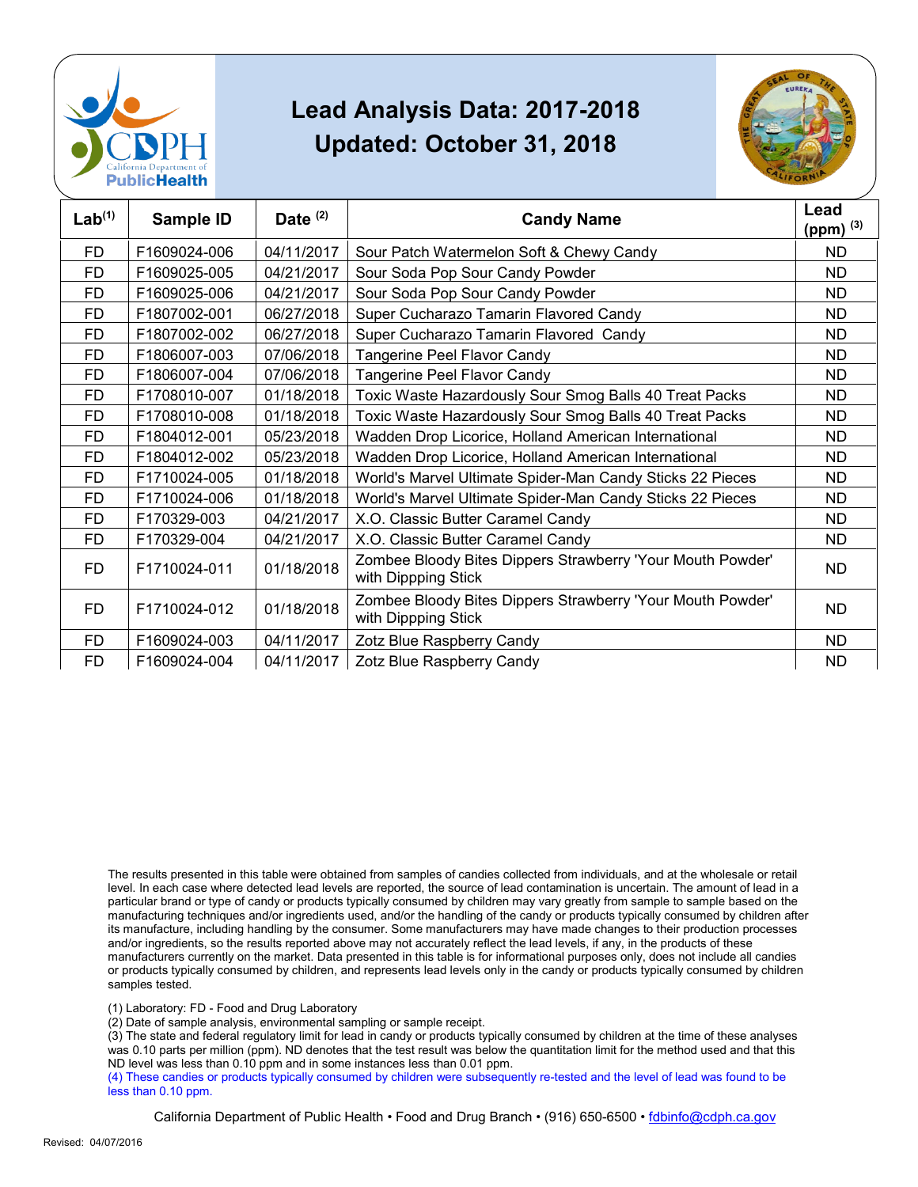# Lead Analysis Data: 2017-2018
## Updated: October 31, 2018

| Lab[1] | Sample ID | Date [2] | Candy Name | Lead (ppm) [3] |
|---|---|---|---|---|
| FD | F1609024-006 | 04/11/2017 | Sour Patch Watermelon Soft & Chewy Candy | ND |
| FD | F1609025-005 | 04/21/2017 | Sour Soda Pop Sour Candy Powder | ND |
| FD | F1609025-006 | 04/21/2017 | Sour Soda Pop Sour Candy Powder | ND |
| FD | F1807002-001 | 06/27/2018 | Super Cucharazo Tamarin Flavored Candy | ND |
| FD | F1807002-002 | 06/27/2018 | Super Cucharazo Tamarin Flavored Candy | ND |
| FD | F1806007-003 | 07/06/2018 | Tangerine Peel Flavor Candy | ND |
| FD | F1806007-004 | 07/06/2018 | Tangerine Peel Flavor Candy | ND |
| FD | F1708010-007 | 01/18/2018 | Toxic Waste Hazardously Sour Smog Balls 40 Treat Packs | ND |
| FD | F1708010-008 | 01/18/2018 | Toxic Waste Hazardously Sour Smog Balls 40 Treat Packs | ND |
| FD | F1804012-001 | 05/23/2018 | Wadden Drop Licorice, Holland American International | ND |
| FD | F1804012-002 | 05/23/2018 | Wadden Drop Licorice, Holland American International | ND |
| FD | F1710024-005 | 01/18/2018 | World's Marvel Ultimate Spider-Man Candy Sticks 22 Pieces | ND |
| FD | F1710024-006 | 01/18/2018 | World's Marvel Ultimate Spider-Man Candy Sticks 22 Pieces | ND |
| FD | F170329-003 | 04/21/2017 | X.O. Classic Butter Caramel Candy | ND |
| FD | F170329-004 | 04/21/2017 | X.O. Classic Butter Caramel Candy | ND |
| FD | F1710024-011 | 01/18/2018 | Zombee Bloody Bites Dippers Strawberry 'Your Mouth Powder' with Dippping Stick | ND |
| FD | F1710024-012 | 01/18/2018 | Zombee Bloody Bites Dippers Strawberry 'Your Mouth Powder' with Dippping Stick | ND |
| FD | F1609024-003 | 04/11/2017 | Zotz Blue Raspberry Candy | ND |
| FD | F1609024-004 | 04/11/2017 | Zotz Blue Raspberry Candy | ND |

The results presented in this table were obtained from samples of candies collected from individuals, and at the wholesale or retail level. In each case where detected lead levels are reported, the source of lead contamination is uncertain. The amount of lead in a particular brand or type of candy or products typically consumed by children may vary greatly from sample to sample based on the manufacturing techniques and/or ingredients used, and/or the handling of the candy or products typically consumed by children after its manufacture, including handling by the consumer. Some manufacturers may have made changes to their production processes and/or ingredients, so the results reported above may not accurately reflect the lead levels, if any, in the products of these manufacturers currently on the market. Data presented in this table is for informational purposes only, does not include all candies or products typically consumed by children, and represents lead levels only in the candy or products typically consumed by children samples tested.

(1) Laboratory: FD - Food and Drug Laboratory
(2) Date of sample analysis, environmental sampling or sample receipt.
(3) The state and federal regulatory limit for lead in candy or products typically consumed by children at the time of these analyses was 0.10 parts per million (ppm). ND denotes that the test result was below the quantitation limit for the method used and that this ND level was less than 0.10 ppm and in some instances less than 0.01 ppm.
(4) These candies or products typically consumed by children were subsequently re-tested and the level of lead was found to be less than 0.10 ppm.

California Department of Public Health • Food and Drug Branch • (916) 650-6500 • fdbinfo@cdph.ca.gov

Revised: 04/07/2016